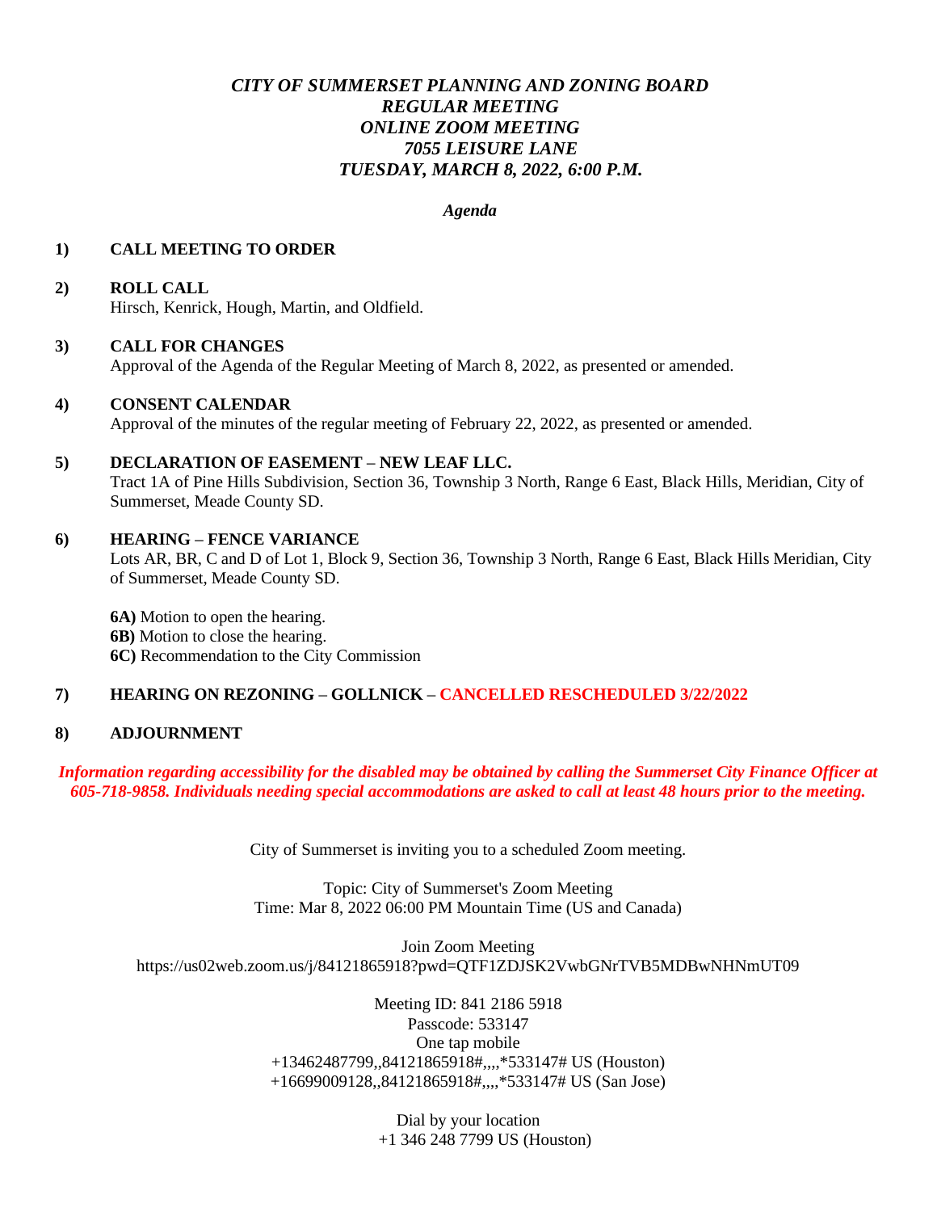# *CITY OF SUMMERSET PLANNING AND ZONING BOARD*
## *REGULAR MEETING*
## *ONLINE ZOOM MEETING*
## *7055 LEISURE LANE*
## *TUESDAY, MARCH 8, 2022, 6:00 P.M.*

*Agenda*

**1) CALL MEETING TO ORDER**

**2) ROLL CALL**
Hirsch, Kenrick, Hough, Martin, and Oldfield.

**3) CALL FOR CHANGES**
Approval of the Agenda of the Regular Meeting of March 8, 2022, as presented or amended.

**4) CONSENT CALENDAR**
Approval of the minutes of the regular meeting of February 22, 2022, as presented or amended.

**5) DECLARATION OF EASEMENT – NEW LEAF LLC.**
Tract 1A of Pine Hills Subdivision, Section 36, Township 3 North, Range 6 East, Black Hills, Meridian, City of Summerset, Meade County SD.

**6) HEARING – FENCE VARIANCE**
Lots AR, BR, C and D of Lot 1, Block 9, Section 36, Township 3 North, Range 6 East, Black Hills Meridian, City of Summerset, Meade County SD.

**6A)** Motion to open the hearing.
**6B)** Motion to close the hearing.
**6C)** Recommendation to the City Commission

**7) HEARING ON REZONING – GOLLNICK – CANCELLED RESCHEDULED 3/22/2022**

**8) ADJOURNMENT**

***Information regarding accessibility for the disabled may be obtained by calling the Summerset City Finance Officer at 605-718-9858. Individuals needing special accommodations are asked to call at least 48 hours prior to the meeting.***

City of Summerset is inviting you to a scheduled Zoom meeting.

Topic: City of Summerset's Zoom Meeting
Time: Mar 8, 2022 06:00 PM Mountain Time (US and Canada)

Join Zoom Meeting
https://us02web.zoom.us/j/84121865918?pwd=QTF1ZDJSK2VwbGNrTVB5MDBwNHNmUT09

Meeting ID: 841 2186 5918
Passcode: 533147
One tap mobile
+13462487799,,84121865918#,,,,*533147# US (Houston)
+16699009128,,84121865918#,,,,*533147# US (San Jose)

Dial by your location
+1 346 248 7799 US (Houston)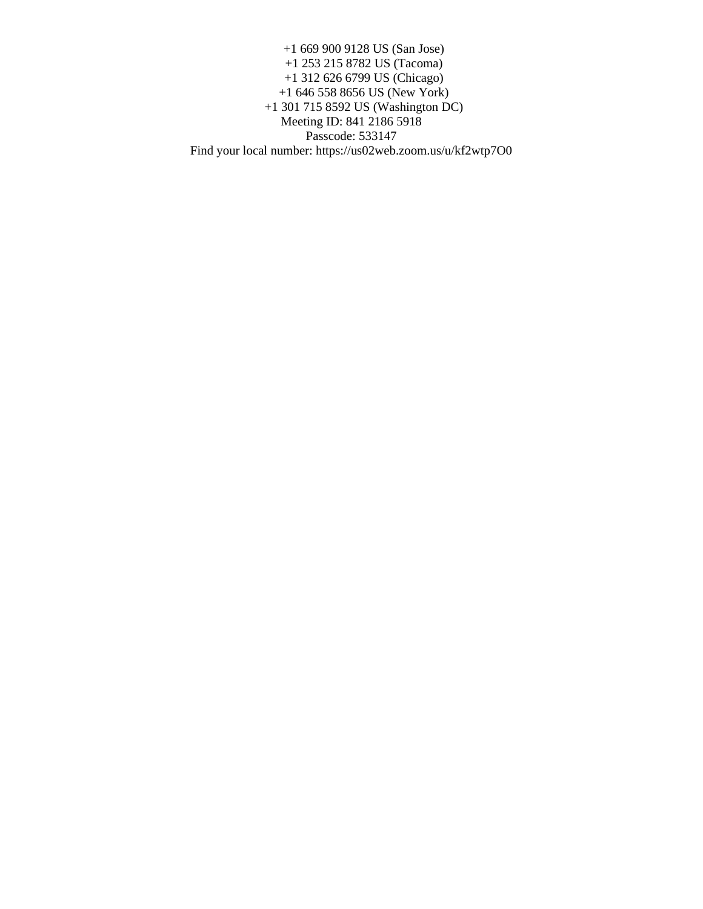+1 669 900 9128 US (San Jose)
+1 253 215 8782 US (Tacoma)
+1 312 626 6799 US (Chicago)
+1 646 558 8656 US (New York)
+1 301 715 8592 US (Washington DC)
Meeting ID: 841 2186 5918
Passcode: 533147
Find your local number: https://us02web.zoom.us/u/kf2wtp7O0